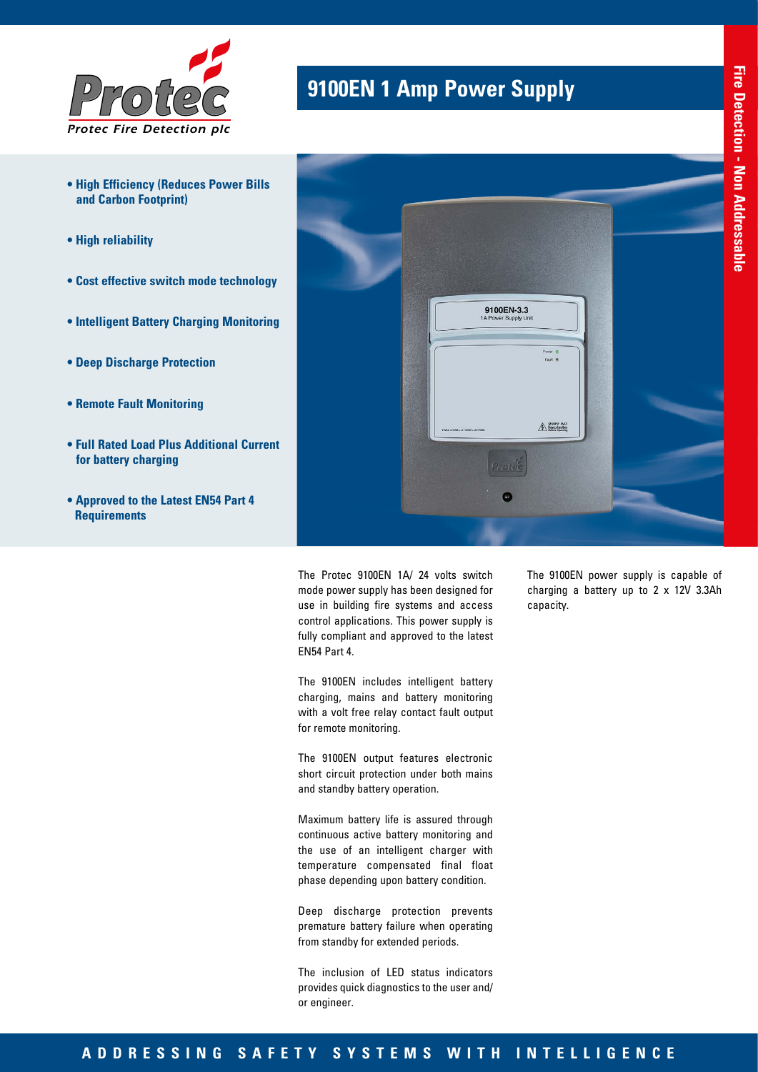Protec Fire Detection plc

# 9100EN 1 Amp Power Supply

Fire Detection - Non Addressable

- **High Efficiency (Reduces Power Bills and Carbon Footprint)**
- **High reliability**
- **Cost effective switch mode technology**
- **Intelligent Battery Charging Monitoring**
- **Deep Discharge Protection**
- **Remote Fault Monitoring**
- **Full Rated Load Plus Additional Current for battery charging**
- **Approved to the Latest EN54 Part 4 Requirements**

The Protec 9100EN 1A/ 24 volts switch mode power supply has been designed for use in building fire systems and access control applications. This power supply is fully compliant and approved to the latest EN54 Part 4.

The 9100EN includes intelligent battery charging, mains and battery monitoring with a volt free relay contact fault output for remote monitoring.

The 9100EN output features electronic short circuit protection under both mains and standby battery operation.

Maximum battery life is assured through continuous active battery monitoring and the use of an intelligent charger with temperature compensated final float phase depending upon battery condition.

Deep discharge protection prevents premature battery failure when operating from standby for extended periods.

The inclusion of LED status indicators provides quick diagnostics to the user and/ or engineer.

The 9100EN power supply is capable of charging a battery up to 2 x 12V 3.3Ah capacity.

**ADDRESSING SAFETY SYSTEMS WITH INTELLIGENCE**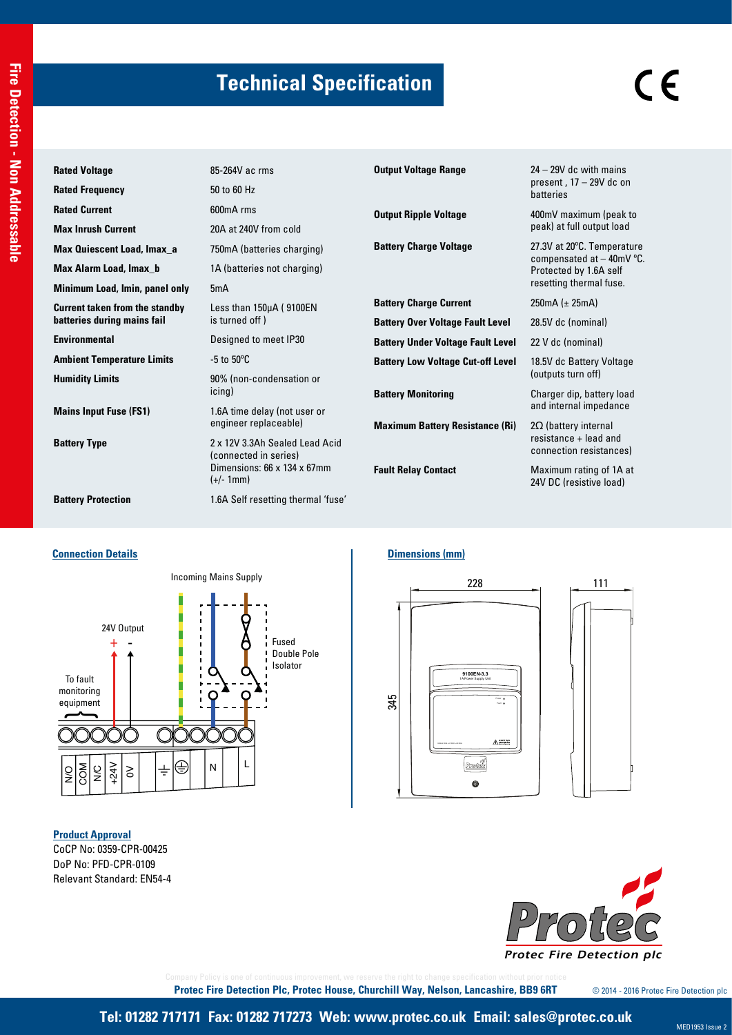# Technical Specification

CE

| | |
|---|---|
| **Rated Voltage** | 85-264V ac rms |
| **Rated Frequency** | 50 to 60 Hz |
| **Rated Current** | 600mA rms |
| **Max Inrush Current** | 20A at 240V from cold |
| **Max Quiescent Load, Imax_a** | 750mA (batteries charging) |
| **Max Alarm Load, Imax_b** | 1A (batteries not charging) |
| **Minimum Load, Imin, panel only** | 5mA |
| **Current taken from the standby batteries during mains fail** | Less than 150μA ( 9100EN is turned off ) |
| **Environmental** | Designed to meet IP30 |
| **Ambient Temperature Limits** | -5 to 50ºC |
| **Humidity Limits** | 90% (non-condensation or icing) |
| **Mains Input Fuse (FS1)** | 1.6A time delay (not user or engineer replaceable) |
| **Battery Type** | 2 x 12V 3.3Ah Sealed Lead Acid (connected in series) Dimensions: 66 x 134 x 67mm (+/- 1mm) |
| **Battery Protection** | 1.6A Self resetting thermal 'fuse' |
| **Output Voltage Range** | 24 – 29V dc with mains present , 17 – 29V dc on batteries |
| **Output Ripple Voltage** | 400mV maximum (peak to peak) at full output load |
| **Battery Charge Voltage** | 27.3V at 20ºC. Temperature compensated at – 40mV ºC. Protected by 1.6A self resetting thermal fuse. |
| **Battery Charge Current** | 250mA (± 25mA) |
| **Battery Over Voltage Fault Level** | 28.5V dc (nominal) |
| **Battery Under Voltage Fault Level** | 22 V dc (nominal) |
| **Battery Low Voltage Cut-off Level** | 18.5V dc Battery Voltage (outputs turn off) |
| **Battery Monitoring** | Charger dip, battery load and internal impedance |
| **Maximum Battery Resistance (Ri)** | 2Ω (battery internal resistance + lead and connection resistances) |
| **Fault Relay Contact** | Maximum rating of 1A at 24V DC (resistive load) |

## Connection Details

Incoming Mains Supply

24V Output

\+ -

Fused Double Pole Isolator

To fault monitoring equipment

N/O COM N/C +24V 0V N L

## Dimensions (mm)

228

111

345

9100EN-3.3

## Product Approval

CoCP No: 0359-CPR-00425
DoP No: PFD-CPR-0109
Relevant Standard: EN54-4

Protec Fire Detection plc

Company Policy is one of continuous improvement, we reserve the right to change specification without prior notice

**Protec Fire Detection Plc, Protec House, Churchill Way, Nelson, Lancashire, BB9 6RT**

© 2014 - 2016 Protec Fire Detection plc

**Tel: 01282 717171 Fax: 01282 717273 Web: www.protec.co.uk Email: sales@protec.co.uk**

MED1953 Issue 2